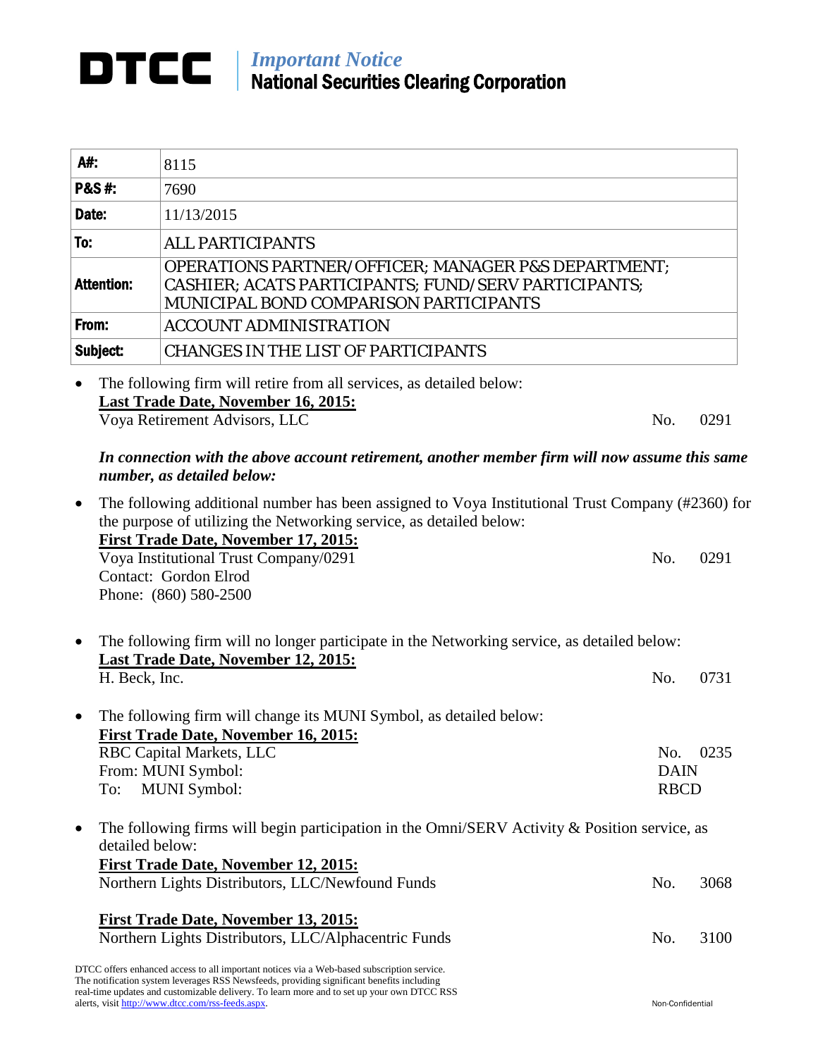# DTCC | *Important Notice*
## National Securities Clearing Corporation

| | |
|---|---|
| **A#:** | 8115 |
| **P&S #:** | 7690 |
| **Date:** | 11/13/2015 |
| **To:** | ALL PARTICIPANTS |
| **Attention:** | OPERATIONS PARTNER/OFFICER; MANAGER P&S DEPARTMENT; CASHIER; ACATS PARTICIPANTS; FUND/SERV PARTICIPANTS; MUNICIPAL BOND COMPARISON PARTICIPANTS |
| **From:** | ACCOUNT ADMINISTRATION |
| **Subject:** | CHANGES IN THE LIST OF PARTICIPANTS |

- The following firm will retire from all services, as detailed below:
  **Last Trade Date, November 16, 2015:**
  Voya Retirement Advisors, LLC — No. 0291

  ***In connection with the above account retirement, another member firm will now assume this same number, as detailed below:***

- The following additional number has been assigned to Voya Institutional Trust Company (#2360) for the purpose of utilizing the Networking service, as detailed below:
  **First Trade Date, November 17, 2015:**
  Voya Institutional Trust Company/0291 — No. 0291
  Contact: Gordon Elrod
  Phone: (860) 580-2500

- The following firm will no longer participate in the Networking service, as detailed below:
  **Last Trade Date, November 12, 2015:**
  H. Beck, Inc. — No. 0731

- The following firm will change its MUNI Symbol, as detailed below:
  **First Trade Date, November 16, 2015:**
  RBC Capital Markets, LLC — No. 0235
  From: MUNI Symbol: DAIN
  To: MUNI Symbol: RBCD

- The following firms will begin participation in the Omni/SERV Activity & Position service, as detailed below:
  **First Trade Date, November 12, 2015:**
  Northern Lights Distributors, LLC/Newfound Funds — No. 3068

  **First Trade Date, November 13, 2015:**
  Northern Lights Distributors, LLC/Alphacentric Funds — No. 3100

DTCC offers enhanced access to all important notices via a Web-based subscription service. The notification system leverages RSS Newsfeeds, providing significant benefits including real-time updates and customizable delivery. To learn more and to set up your own DTCC RSS alerts, visit http://www.dtcc.com/rss-feeds.aspx.

Non-Confidential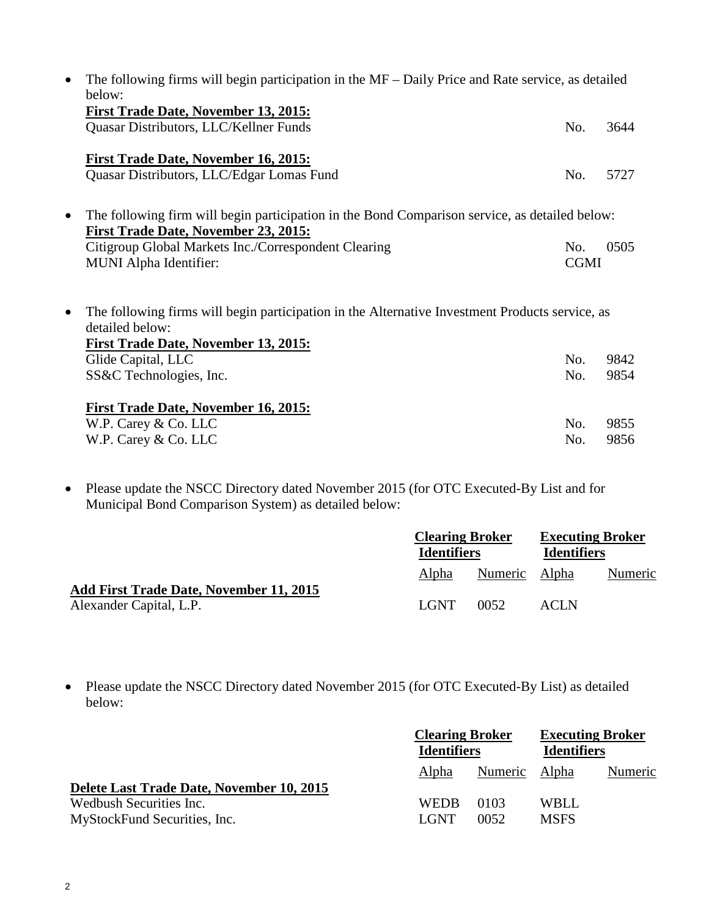- The following firms will begin participation in the MF – Daily Price and Rate service, as detailed below:

  **First Trade Date, November 13, 2015:**

  | | | |
  |---|---|---|
  | Quasar Distributors, LLC/Kellner Funds | No. | 3644 |

  **First Trade Date, November 16, 2015:**

  | | | |
  |---|---|---|
  | Quasar Distributors, LLC/Edgar Lomas Fund | No. | 5727 |

- The following firm will begin participation in the Bond Comparison service, as detailed below:

  **First Trade Date, November 23, 2015:**

  | | | |
  |---|---|---|
  | Citigroup Global Markets Inc./Correspondent Clearing | No. | 0505 |
  | MUNI Alpha Identifier: | CGMI | |

- The following firms will begin participation in the Alternative Investment Products service, as detailed below:

  **First Trade Date, November 13, 2015:**

  | | | |
  |---|---|---|
  | Glide Capital, LLC | No. | 9842 |
  | SS&C Technologies, Inc. | No. | 9854 |

  **First Trade Date, November 16, 2015:**

  | | | |
  |---|---|---|
  | W.P. Carey & Co. LLC | No. | 9855 |
  | W.P. Carey & Co. LLC | No. | 9856 |

- Please update the NSCC Directory dated November 2015 (for OTC Executed-By List and for Municipal Bond Comparison System) as detailed below:

| | **Clearing Broker Identifiers** | | **Executing Broker Identifiers** | |
|---|---|---|---|---|
| | Alpha | Numeric | Alpha | Numeric |
| **Add First Trade Date, November 11, 2015** | | | | |
| Alexander Capital, L.P. | LGNT | 0052 | ACLN | |

- Please update the NSCC Directory dated November 2015 (for OTC Executed-By List) as detailed below:

| | **Clearing Broker Identifiers** | | **Executing Broker Identifiers** | |
|---|---|---|---|---|
| | Alpha | Numeric | Alpha | Numeric |
| **Delete Last Trade Date, November 10, 2015** | | | | |
| Wedbush Securities Inc. | WEDB | 0103 | WBLL | |
| MyStockFund Securities, Inc. | LGNT | 0052 | MSFS | |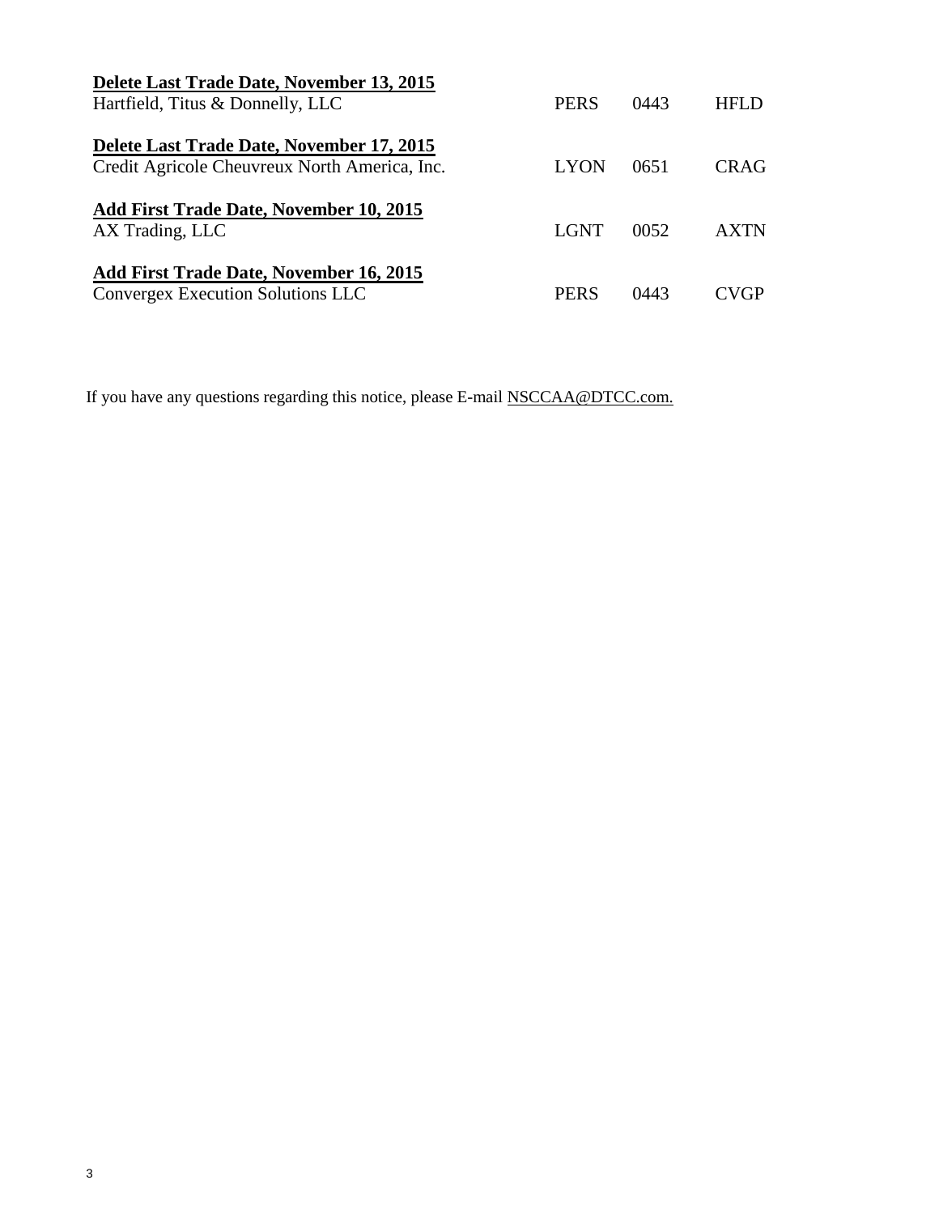**Delete Last Trade Date, November 13, 2015**

| | | | |
|---|---|---|---|
| Hartfield, Titus & Donnelly, LLC | PERS | 0443 | HFLD |

**Delete Last Trade Date, November 17, 2015**

| | | | |
|---|---|---|---|
| Credit Agricole Cheuvreux North America, Inc. | LYON | 0651 | CRAG |

**Add First Trade Date, November 10, 2015**

| | | | |
|---|---|---|---|
| AX Trading, LLC | LGNT | 0052 | AXTN |

**Add First Trade Date, November 16, 2015**

| | | | |
|---|---|---|---|
| Convergex Execution Solutions LLC | PERS | 0443 | CVGP |

If you have any questions regarding this notice, please E-mail NSCCAA@DTCC.com.